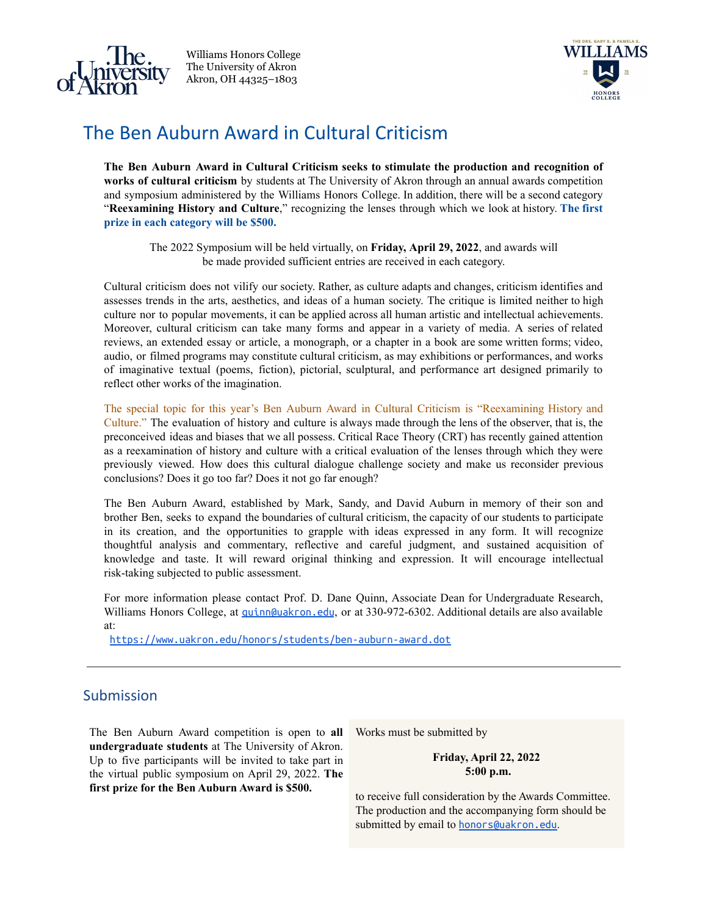Williams Honors College
The University of Akron
Akron, OH 44325–1803

# The Ben Auburn Award in Cultural Criticism

**The Ben Auburn Award in Cultural Criticism seeks to stimulate the production and recognition of works of cultural criticism** by students at The University of Akron through an annual awards competition and symposium administered by the Williams Honors College. In addition, there will be a second category "**Reexamining History and Culture**," recognizing the lenses through which we look at history. **The first prize in each category will be $500.**

The 2022 Symposium will be held virtually, on **Friday, April 29, 2022**, and awards will be made provided sufficient entries are received in each category.

Cultural criticism does not vilify our society. Rather, as culture adapts and changes, criticism identifies and assesses trends in the arts, aesthetics, and ideas of a human society. The critique is limited neither to high culture nor to popular movements, it can be applied across all human artistic and intellectual achievements. Moreover, cultural criticism can take many forms and appear in a variety of media. A series of related reviews, an extended essay or article, a monograph, or a chapter in a book are some written forms; video, audio, or filmed programs may constitute cultural criticism, as may exhibitions or performances, and works of imaginative textual (poems, fiction), pictorial, sculptural, and performance art designed primarily to reflect other works of the imagination.

The special topic for this year's Ben Auburn Award in Cultural Criticism is "Reexamining History and Culture." The evaluation of history and culture is always made through the lens of the observer, that is, the preconceived ideas and biases that we all possess. Critical Race Theory (CRT) has recently gained attention as a reexamination of history and culture with a critical evaluation of the lenses through which they were previously viewed. How does this cultural dialogue challenge society and make us reconsider previous conclusions? Does it go too far? Does it not go far enough?

The Ben Auburn Award, established by Mark, Sandy, and David Auburn in memory of their son and brother Ben, seeks to expand the boundaries of cultural criticism, the capacity of our students to participate in its creation, and the opportunities to grapple with ideas expressed in any form. It will recognize thoughtful analysis and commentary, reflective and careful judgment, and sustained acquisition of knowledge and taste. It will reward original thinking and expression. It will encourage intellectual risk-taking subjected to public assessment.

For more information please contact Prof. D. Dane Quinn, Associate Dean for Undergraduate Research, Williams Honors College, at quinn@uakron.edu, or at 330-972-6302. Additional details are also available at:
https://www.uakron.edu/honors/students/ben-auburn-award.dot

---

## Submission

The Ben Auburn Award competition is open to **all undergraduate students** at The University of Akron. Up to five participants will be invited to take part in the virtual public symposium on April 29, 2022. **The first prize for the Ben Auburn Award is $500.**

Works must be submitted by

**Friday, April 22, 2022**
**5:00 p.m.**

to receive full consideration by the Awards Committee. The production and the accompanying form should be submitted by email to honors@uakron.edu.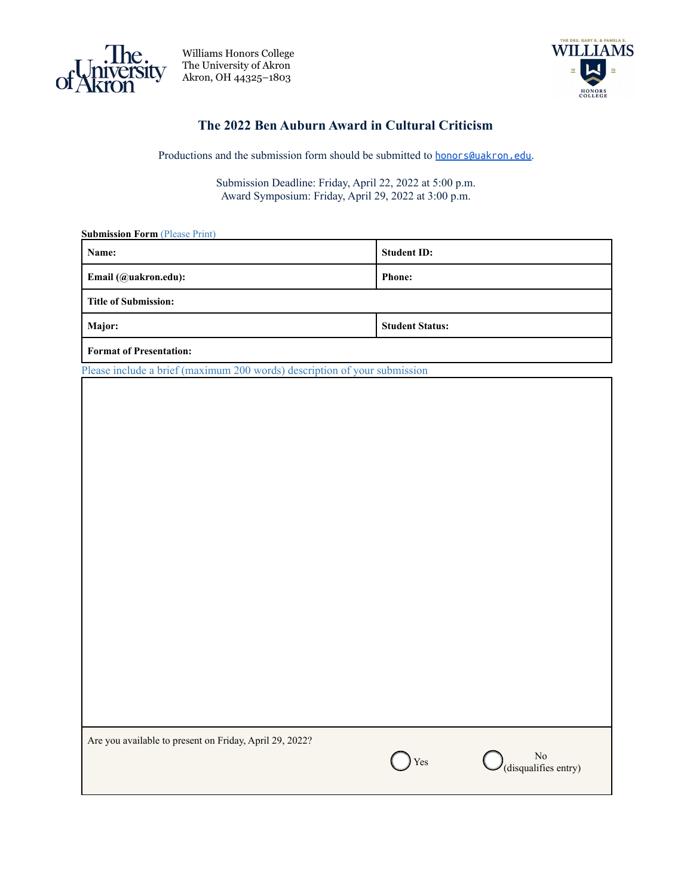Williams Honors College
The University of Akron
Akron, OH 44325–1803

## The 2022 Ben Auburn Award in Cultural Criticism

Productions and the submission form should be submitted to honors@uakron.edu.

Submission Deadline: Friday, April 22, 2022 at 5:00 p.m.
Award Symposium: Friday, April 29, 2022 at 3:00 p.m.

**Submission Form** (Please Print)

| | |
|---|---|
| **Name:** | **Student ID:** |
| **Email (@uakron.edu):** | **Phone:** |
| **Title of Submission:** | |
| **Major:** | **Student Status:** |
| **Format of Presentation:** | |

Please include a brief (maximum 200 words) description of your submission

Are you available to present on Friday, April 29, 2022?

◯ Yes ◯ No (disqualifies entry)